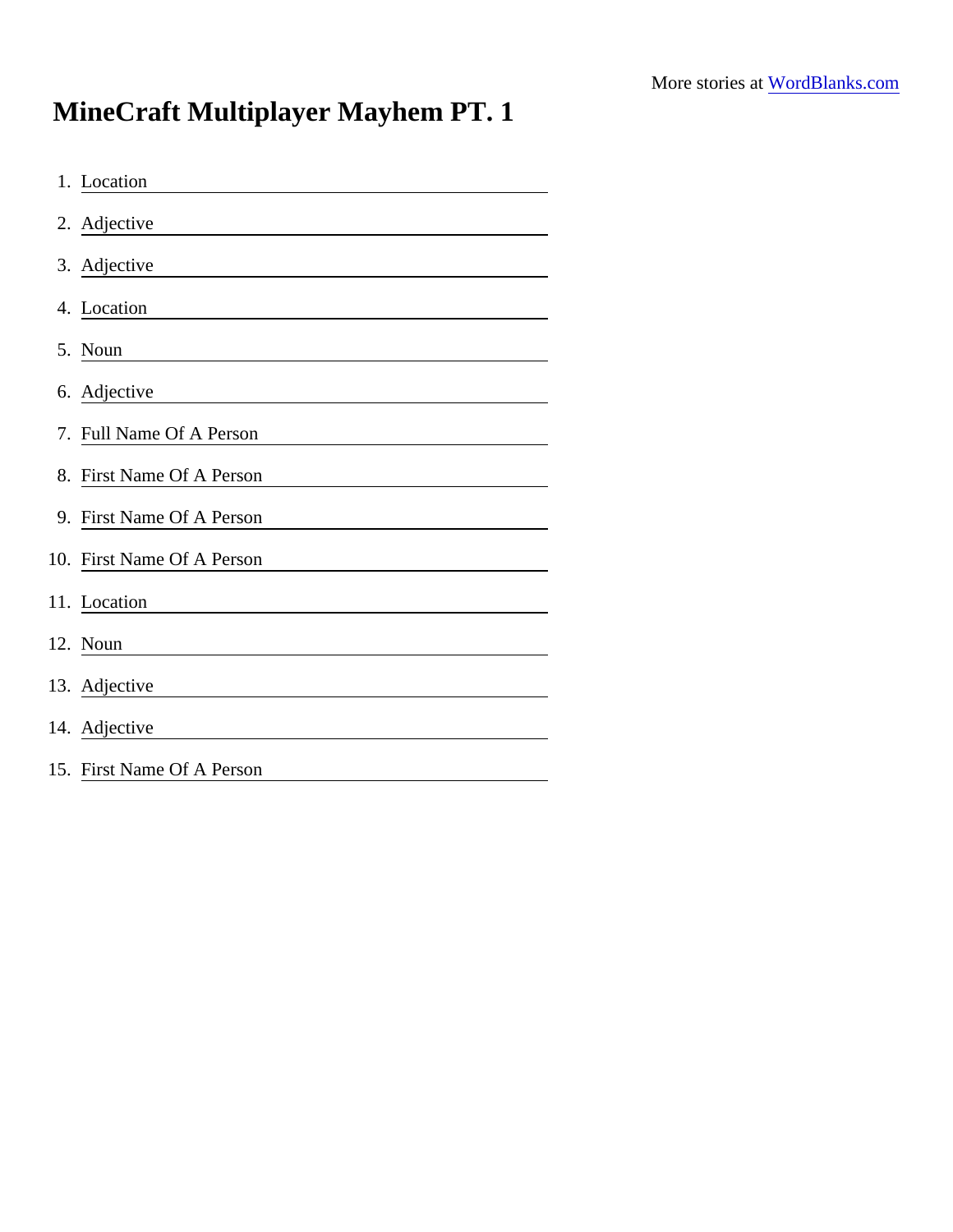More stories at [WordBlanks.com](https://www.wordblanks.com)

# MineCraft Multiplayer Mayhem PT. 1

1. Location \_\_\_\_\_\_\_\_\_\_\_\_\_\_\_\_\_\_\_\_
2. Adjective \_\_\_\_\_\_\_\_\_\_\_\_\_\_\_\_\_\_\_\_
3. Adjective \_\_\_\_\_\_\_\_\_\_\_\_\_\_\_\_\_\_\_\_
4. Location \_\_\_\_\_\_\_\_\_\_\_\_\_\_\_\_\_\_\_\_
5. Noun \_\_\_\_\_\_\_\_\_\_\_\_\_\_\_\_\_\_\_\_
6. Adjective \_\_\_\_\_\_\_\_\_\_\_\_\_\_\_\_\_\_\_\_
7. Full Name Of A Person \_\_\_\_\_\_\_\_\_\_\_\_\_\_\_\_\_\_\_\_
8. First Name Of A Person \_\_\_\_\_\_\_\_\_\_\_\_\_\_\_\_\_\_\_\_
9. First Name Of A Person \_\_\_\_\_\_\_\_\_\_\_\_\_\_\_\_\_\_\_\_
10. First Name Of A Person \_\_\_\_\_\_\_\_\_\_\_\_\_\_\_\_\_\_\_\_
11. Location \_\_\_\_\_\_\_\_\_\_\_\_\_\_\_\_\_\_\_\_
12. Noun \_\_\_\_\_\_\_\_\_\_\_\_\_\_\_\_\_\_\_\_
13. Adjective \_\_\_\_\_\_\_\_\_\_\_\_\_\_\_\_\_\_\_\_
14. Adjective \_\_\_\_\_\_\_\_\_\_\_\_\_\_\_\_\_\_\_\_
15. First Name Of A Person \_\_\_\_\_\_\_\_\_\_\_\_\_\_\_\_\_\_\_\_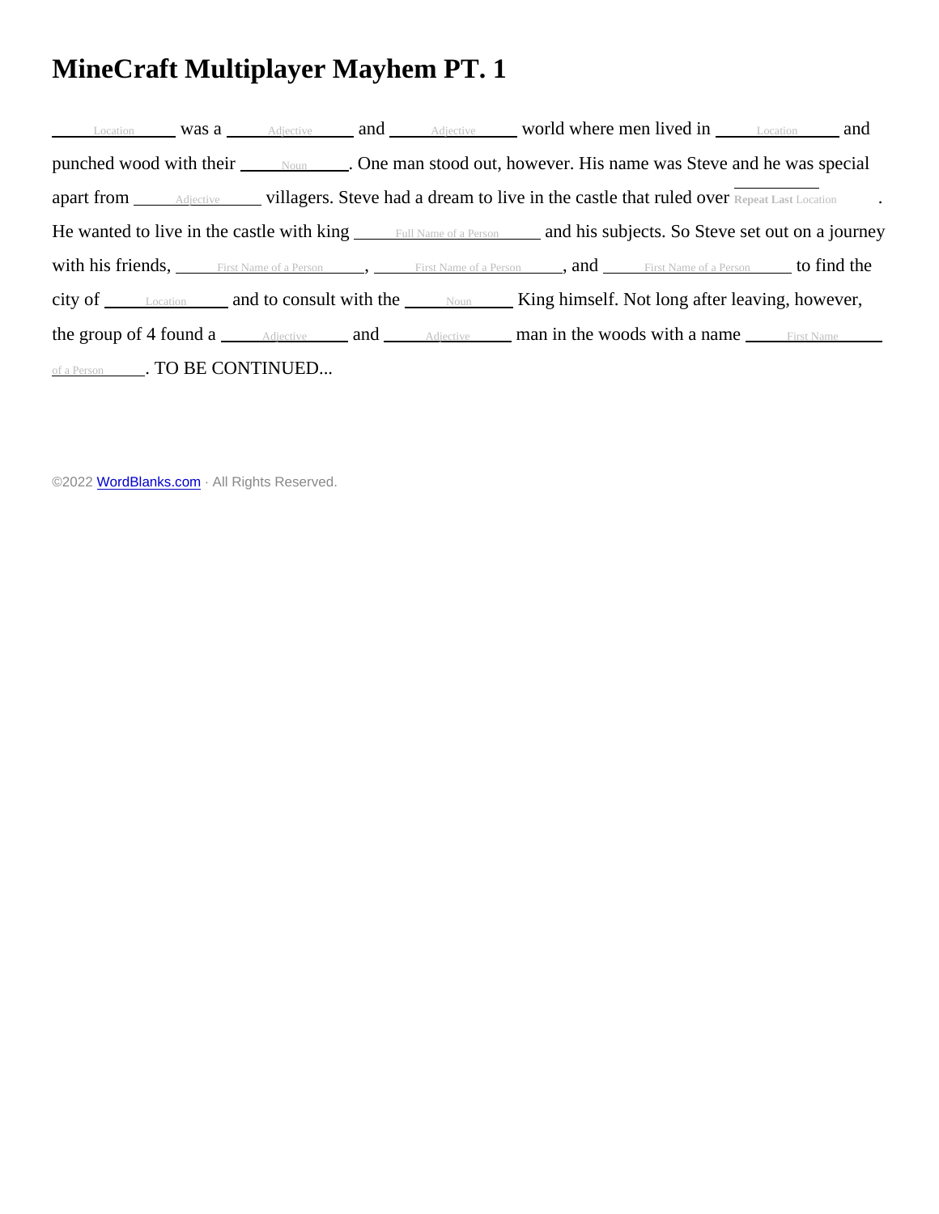# MineCraft Multiplayer Mayhem PT. 1

\_\_\_\_\_ Location \_\_\_\_\_ was a \_\_\_\_\_ Adjective \_\_\_\_\_ and \_\_\_\_\_ Adjective \_\_\_\_\_ world where men lived in \_\_\_\_\_ Location \_\_\_\_\_ and punched wood with their \_\_\_\_\_ Noun \_\_\_\_\_. One man stood out, however. His name was Steve and he was special apart from \_\_\_\_\_ Adjective \_\_\_\_\_ villagers. Steve had a dream to live in the castle that ruled over **Repeat Last** Location \_\_\_\_\_. He wanted to live in the castle with king \_\_\_\_\_ Full Name of a Person \_\_\_\_\_ and his subjects. So Steve set out on a journey with his friends, \_\_\_\_\_ First Name of a Person \_\_\_\_\_, \_\_\_\_\_ First Name of a Person \_\_\_\_\_, and \_\_\_\_\_ First Name of a Person \_\_\_\_\_ to find the city of \_\_\_\_\_ Location \_\_\_\_\_ and to consult with the \_\_\_\_\_ Noun \_\_\_\_\_ King himself. Not long after leaving, however, the group of 4 found a \_\_\_\_\_ Adjective \_\_\_\_\_ and \_\_\_\_\_ Adjective \_\_\_\_\_ man in the woods with a name \_\_\_\_\_ First Name of a Person \_\_\_\_\_. TO BE CONTINUED...

©2022 WordBlanks.com · All Rights Reserved.